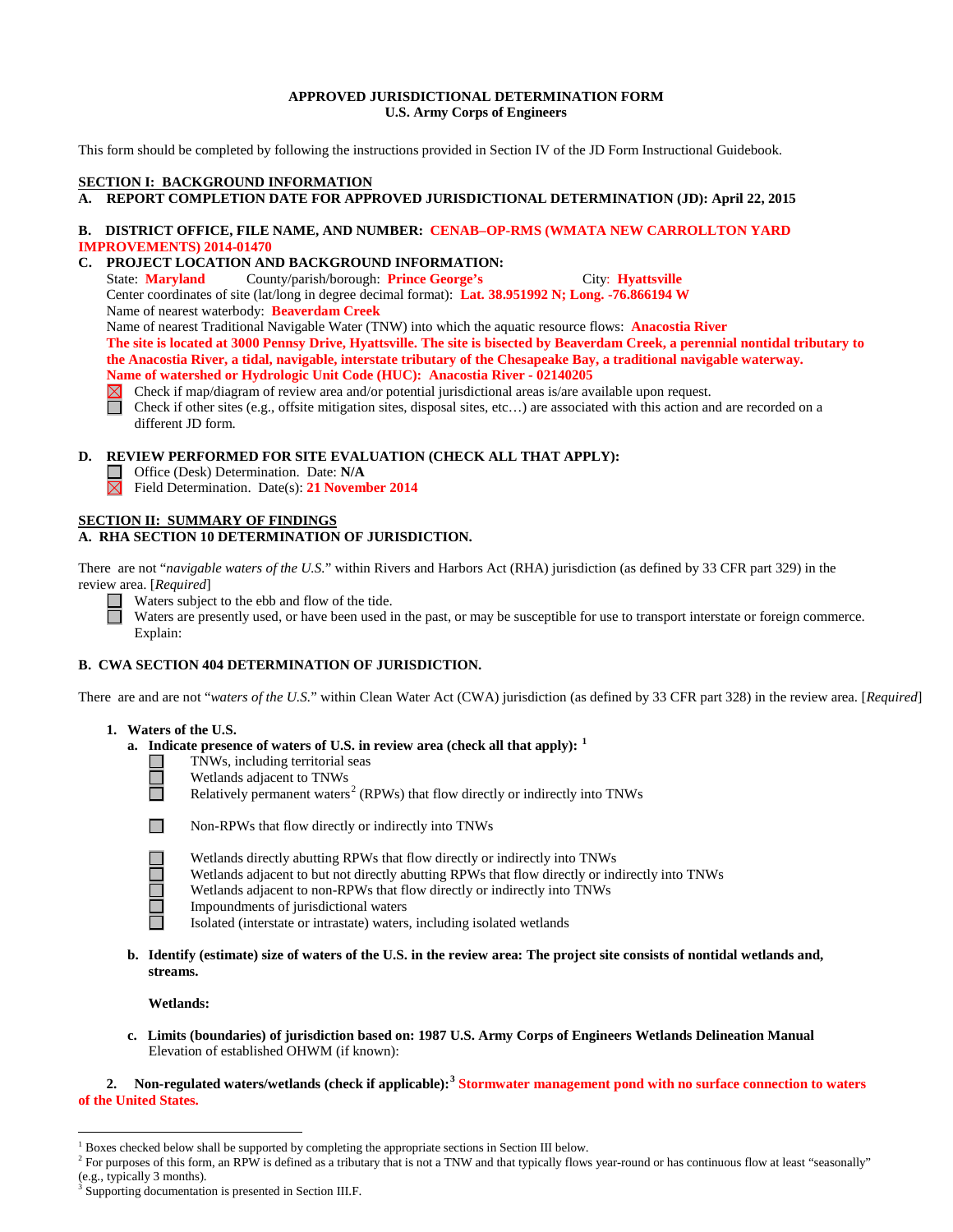**APPROVED JURISDICTIONAL DETERMINATION FORM**
**U.S. Army Corps of Engineers**

This form should be completed by following the instructions provided in Section IV of the JD Form Instructional Guidebook.

## SECTION I: BACKGROUND INFORMATION

**A. REPORT COMPLETION DATE FOR APPROVED JURISDICTIONAL DETERMINATION (JD): April 22, 2015**

**B. DISTRICT OFFICE, FILE NAME, AND NUMBER: CENAB–OP-RMS (WMATA NEW CARROLLTON YARD IMPROVEMENTS) 2014-01470**

**C. PROJECT LOCATION AND BACKGROUND INFORMATION:**

State: **Maryland** County/parish/borough: **Prince George's** City: **Hyattsville**
Center coordinates of site (lat/long in degree decimal format): **Lat. 38.951992 N; Long. -76.866194 W**
Name of nearest waterbody: **Beaverdam Creek**
Name of nearest Traditional Navigable Water (TNW) into which the aquatic resource flows: **Anacostia River**
**The site is located at 3000 Pennsy Drive, Hyattsville. The site is bisected by Beaverdam Creek, a perennial nontidal tributary to the Anacostia River, a tidal, navigable, interstate tributary of the Chesapeake Bay, a traditional navigable waterway.**
**Name of watershed or Hydrologic Unit Code (HUC): Anacostia River - 02140205**

- [x] Check if map/diagram of review area and/or potential jurisdictional areas is/are available upon request.
- [ ] Check if other sites (e.g., offsite mitigation sites, disposal sites, etc…) are associated with this action and are recorded on a different JD form.

**D. REVIEW PERFORMED FOR SITE EVALUATION (CHECK ALL THAT APPLY):**

- [ ] Office (Desk) Determination. Date: **N/A**
- [x] Field Determination. Date(s): **21 November 2014**

## SECTION II: SUMMARY OF FINDINGS

**A. RHA SECTION 10 DETERMINATION OF JURISDICTION.**

There are not "*navigable waters of the U.S.*" within Rivers and Harbors Act (RHA) jurisdiction (as defined by 33 CFR part 329) in the review area. [*Required*]

- [ ] Waters subject to the ebb and flow of the tide.
- [ ] Waters are presently used, or have been used in the past, or may be susceptible for use to transport interstate or foreign commerce. Explain:

**B. CWA SECTION 404 DETERMINATION OF JURISDICTION.**

There are and are not "*waters of the U.S.*" within Clean Water Act (CWA) jurisdiction (as defined by 33 CFR part 328) in the review area. [*Required*]

**1. Waters of the U.S.**

**a. Indicate presence of waters of U.S. in review area (check all that apply):** [1]

- [ ] TNWs, including territorial seas
- [ ] Wetlands adjacent to TNWs
- [ ] Relatively permanent waters[2] (RPWs) that flow directly or indirectly into TNWs
- [ ] Non-RPWs that flow directly or indirectly into TNWs
- [ ] Wetlands directly abutting RPWs that flow directly or indirectly into TNWs
- [ ] Wetlands adjacent to but not directly abutting RPWs that flow directly or indirectly into TNWs
- [ ] Wetlands adjacent to non-RPWs that flow directly or indirectly into TNWs
- [ ] Impoundments of jurisdictional waters
- [ ] Isolated (interstate or intrastate) waters, including isolated wetlands

**b. Identify (estimate) size of waters of the U.S. in the review area: The project site consists of nontidal wetlands and, streams.**

**Wetlands:**

**c. Limits (boundaries) of jurisdiction based on: 1987 U.S. Army Corps of Engineers Wetlands Delineation Manual**
Elevation of established OHWM (if known):

**2. Non-regulated waters/wetlands (check if applicable):**[3] **Stormwater management pond with no surface connection to waters of the United States.**

---

[1] Boxes checked below shall be supported by completing the appropriate sections in Section III below.
[2] For purposes of this form, an RPW is defined as a tributary that is not a TNW and that typically flows year-round or has continuous flow at least "seasonally" (e.g., typically 3 months).
[3] Supporting documentation is presented in Section III.F.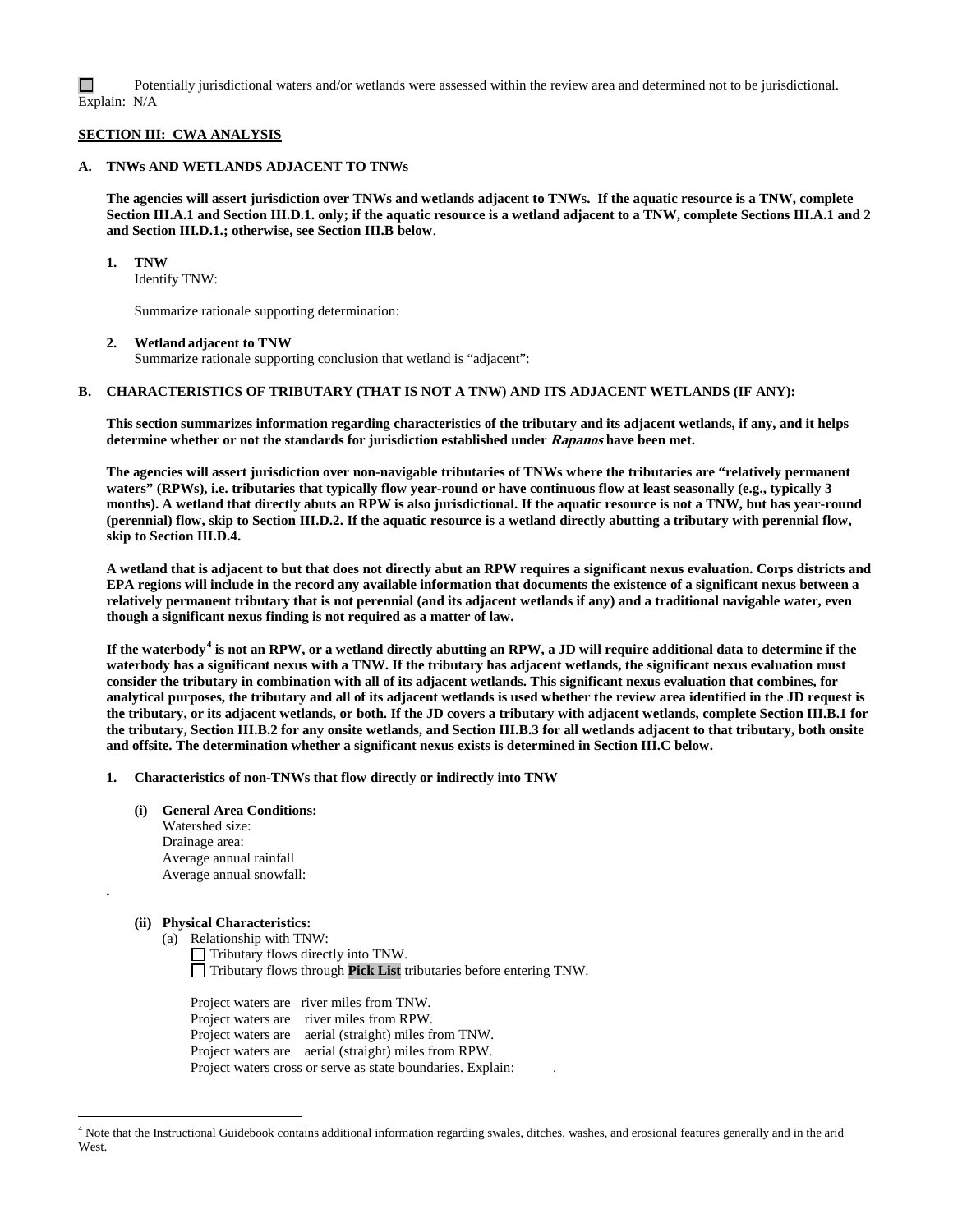☐ Potentially jurisdictional waters and/or wetlands were assessed within the review area and determined not to be jurisdictional. Explain: N/A

**SECTION III: CWA ANALYSIS**

**A. TNWs AND WETLANDS ADJACENT TO TNWs**

**The agencies will assert jurisdiction over TNWs and wetlands adjacent to TNWs. If the aquatic resource is a TNW, complete Section III.A.1 and Section III.D.1. only; if the aquatic resource is a wetland adjacent to a TNW, complete Sections III.A.1 and 2 and Section III.D.1.; otherwise, see Section III.B below**.

1. **TNW**
   Identify TNW:

   Summarize rationale supporting determination:

2. **Wetland adjacent to TNW**
   Summarize rationale supporting conclusion that wetland is "adjacent":

**B. CHARACTERISTICS OF TRIBUTARY (THAT IS NOT A TNW) AND ITS ADJACENT WETLANDS (IF ANY):**

**This section summarizes information regarding characteristics of the tributary and its adjacent wetlands, if any, and it helps determine whether or not the standards for jurisdiction established under *Rapanos* have been met.**

**The agencies will assert jurisdiction over non-navigable tributaries of TNWs where the tributaries are "relatively permanent waters" (RPWs), i.e. tributaries that typically flow year-round or have continuous flow at least seasonally (e.g., typically 3 months). A wetland that directly abuts an RPW is also jurisdictional. If the aquatic resource is not a TNW, but has year-round (perennial) flow, skip to Section III.D.2. If the aquatic resource is a wetland directly abutting a tributary with perennial flow, skip to Section III.D.4.**

**A wetland that is adjacent to but that does not directly abut an RPW requires a significant nexus evaluation. Corps districts and EPA regions will include in the record any available information that documents the existence of a significant nexus between a relatively permanent tributary that is not perennial (and its adjacent wetlands if any) and a traditional navigable water, even though a significant nexus finding is not required as a matter of law.**

**If the waterbody[4] is not an RPW, or a wetland directly abutting an RPW, a JD will require additional data to determine if the waterbody has a significant nexus with a TNW. If the tributary has adjacent wetlands, the significant nexus evaluation must consider the tributary in combination with all of its adjacent wetlands. This significant nexus evaluation that combines, for analytical purposes, the tributary and all of its adjacent wetlands is used whether the review area identified in the JD request is the tributary, or its adjacent wetlands, or both. If the JD covers a tributary with adjacent wetlands, complete Section III.B.1 for the tributary, Section III.B.2 for any onsite wetlands, and Section III.B.3 for all wetlands adjacent to that tributary, both onsite and offsite. The determination whether a significant nexus exists is determined in Section III.C below.**

1. **Characteristics of non-TNWs that flow directly or indirectly into TNW**

   **(i) General Area Conditions:**
   Watershed size:
   Drainage area:
   Average annual rainfall
   Average annual snowfall:

   .

   **(ii) Physical Characteristics:**
   (a) Relationship with TNW:
   ☐ Tributary flows directly into TNW.
   ☐ Tributary flows through **Pick List** tributaries before entering TNW.

   Project waters are river miles from TNW.
   Project waters are river miles from RPW.
   Project waters are aerial (straight) miles from TNW.
   Project waters are aerial (straight) miles from RPW.
   Project waters cross or serve as state boundaries. Explain: .

[4] Note that the Instructional Guidebook contains additional information regarding swales, ditches, washes, and erosional features generally and in the arid West.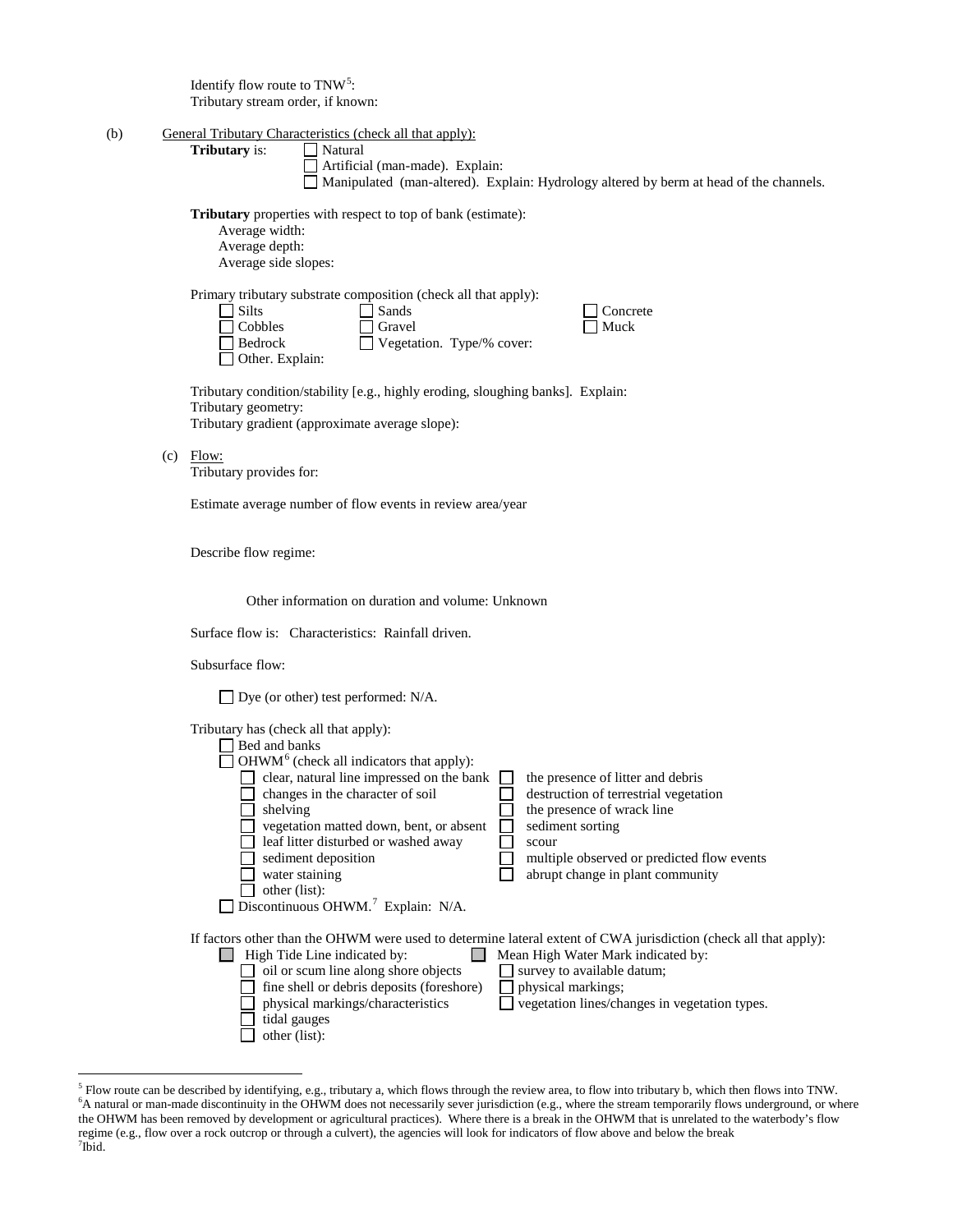Identify flow route to TNW[5]:
Tributary stream order, if known:

(b) General Tributary Characteristics (check all that apply):

**Tributary** is:
- ☐ Natural
- ☐ Artificial (man-made). Explain:
- ☐ Manipulated (man-altered). Explain: Hydrology altered by berm at head of the channels.

**Tributary** properties with respect to top of bank (estimate):
Average width:
Average depth:
Average side slopes:

Primary tributary substrate composition (check all that apply):
- ☐ Silts
- ☐ Sands
- ☐ Concrete
- ☐ Cobbles
- ☐ Gravel
- ☐ Muck
- ☐ Bedrock
- ☐ Vegetation. Type/% cover:
- ☐ Other. Explain:

Tributary condition/stability [e.g., highly eroding, sloughing banks]. Explain:
Tributary geometry:
Tributary gradient (approximate average slope):

(c) Flow:
Tributary provides for:

Estimate average number of flow events in review area/year

Describe flow regime:

Other information on duration and volume: Unknown

Surface flow is: Characteristics: Rainfall driven.

Subsurface flow:

☐ Dye (or other) test performed: N/A.

Tributary has (check all that apply):
- ☐ Bed and banks
- ☐ OHWM[6] (check all indicators that apply):
  - ☐ clear, natural line impressed on the bank
  - ☐ changes in the character of soil
  - ☐ shelving
  - ☐ vegetation matted down, bent, or absent
  - ☐ leaf litter disturbed or washed away
  - ☐ sediment deposition
  - ☐ water staining
  - ☐ other (list):
  - ☐ the presence of litter and debris
  - ☐ destruction of terrestrial vegetation
  - ☐ the presence of wrack line
  - ☐ sediment sorting
  - ☐ scour
  - ☐ multiple observed or predicted flow events
  - ☐ abrupt change in plant community
- ☐ Discontinuous OHWM.[7] Explain: N/A.

If factors other than the OHWM were used to determine lateral extent of CWA jurisdiction (check all that apply):
- ☐ High Tide Line indicated by:
  - ☐ oil or scum line along shore objects
  - ☐ fine shell or debris deposits (foreshore)
  - ☐ physical markings/characteristics
  - ☐ tidal gauges
  - ☐ other (list):
- ☐ Mean High Water Mark indicated by:
  - ☐ survey to available datum;
  - ☐ physical markings;
  - ☐ vegetation lines/changes in vegetation types.

---

[5] Flow route can be described by identifying, e.g., tributary a, which flows through the review area, to flow into tributary b, which then flows into TNW.
[6] A natural or man-made discontinuity in the OHWM does not necessarily sever jurisdiction (e.g., where the stream temporarily flows underground, or where the OHWM has been removed by development or agricultural practices). Where there is a break in the OHWM that is unrelated to the waterbody's flow regime (e.g., flow over a rock outcrop or through a culvert), the agencies will look for indicators of flow above and below the break
[7] Ibid.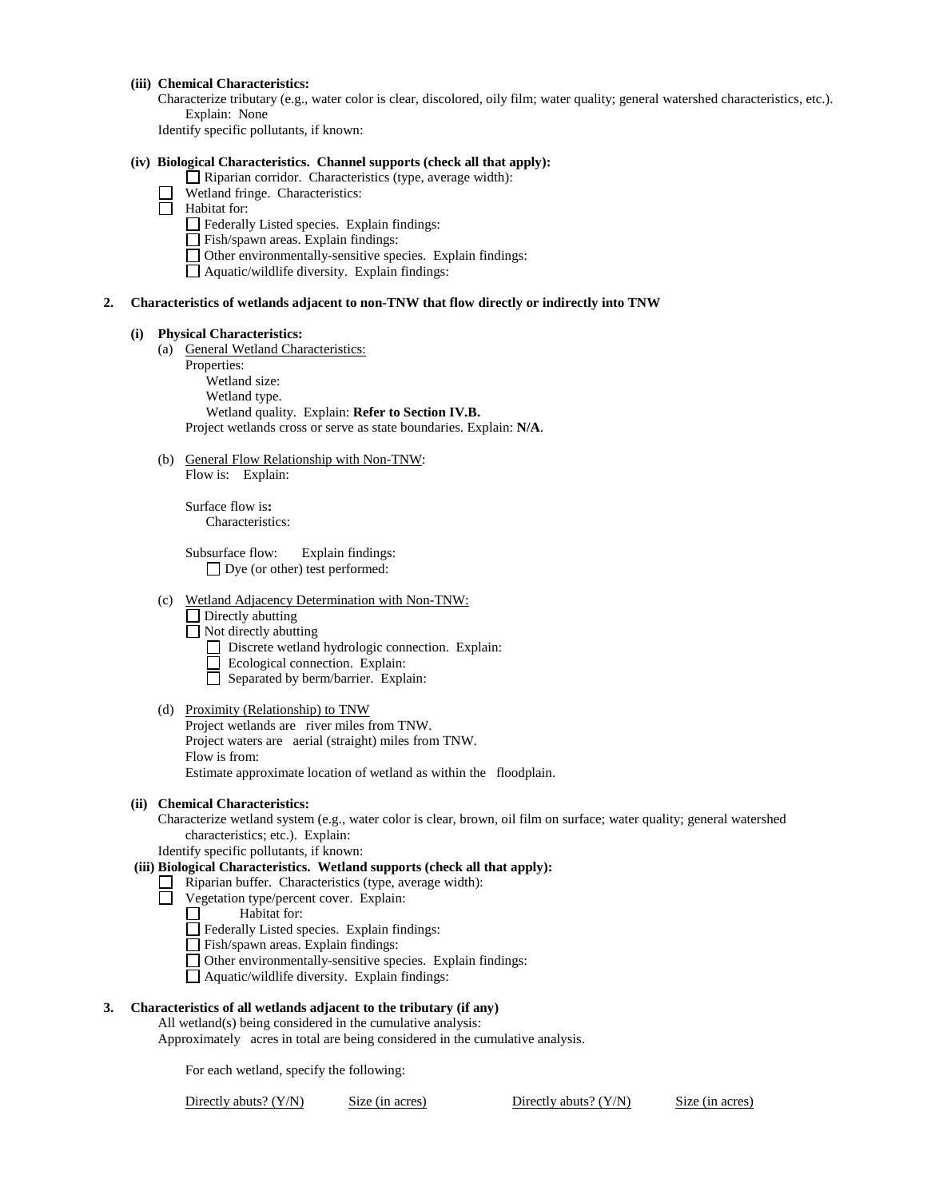**(iii) Chemical Characteristics:**

Characterize tributary (e.g., water color is clear, discolored, oily film; water quality; general watershed characteristics, etc.). Explain: None

Identify specific pollutants, if known:

**(iv) Biological Characteristics. Channel supports (check all that apply):**

- ☐ Riparian corridor. Characteristics (type, average width):
- ☐ Wetland fringe. Characteristics:
- ☐ Habitat for:
  - ☐ Federally Listed species. Explain findings:
  - ☐ Fish/spawn areas. Explain findings:
  - ☐ Other environmentally-sensitive species. Explain findings:
  - ☐ Aquatic/wildlife diversity. Explain findings:

**2. Characteristics of wetlands adjacent to non-TNW that flow directly or indirectly into TNW**

**(i) Physical Characteristics:**

(a) General Wetland Characteristics:

Properties:

Wetland size:

Wetland type.

Wetland quality. Explain: **Refer to Section IV.B.**

Project wetlands cross or serve as state boundaries. Explain: **N/A**.

(b) General Flow Relationship with Non-TNW:

Flow is: Explain:

Surface flow is**:**

Characteristics:

Subsurface flow: Explain findings:

☐ Dye (or other) test performed:

(c) Wetland Adjacency Determination with Non-TNW:

- ☐ Directly abutting
- ☐ Not directly abutting
  - ☐ Discrete wetland hydrologic connection. Explain:
  - ☐ Ecological connection. Explain:
  - ☐ Separated by berm/barrier. Explain:

(d) Proximity (Relationship) to TNW

Project wetlands are river miles from TNW.

Project waters are aerial (straight) miles from TNW.

Flow is from:

Estimate approximate location of wetland as within the floodplain.

**(ii) Chemical Characteristics:**

Characterize wetland system (e.g., water color is clear, brown, oil film on surface; water quality; general watershed characteristics; etc.). Explain:

Identify specific pollutants, if known:

**(iii) Biological Characteristics. Wetland supports (check all that apply):**

- ☐ Riparian buffer. Characteristics (type, average width):
- ☐ Vegetation type/percent cover. Explain:
  - ☐ Habitat for:
  - ☐ Federally Listed species. Explain findings:
  - ☐ Fish/spawn areas. Explain findings:
  - ☐ Other environmentally-sensitive species. Explain findings:
  - ☐ Aquatic/wildlife diversity. Explain findings:

**3. Characteristics of all wetlands adjacent to the tributary (if any)**

All wetland(s) being considered in the cumulative analysis:

Approximately acres in total are being considered in the cumulative analysis.

For each wetland, specify the following:

| Directly abuts? (Y/N) | Size (in acres) | Directly abuts? (Y/N) | Size (in acres) |
|---|---|---|---|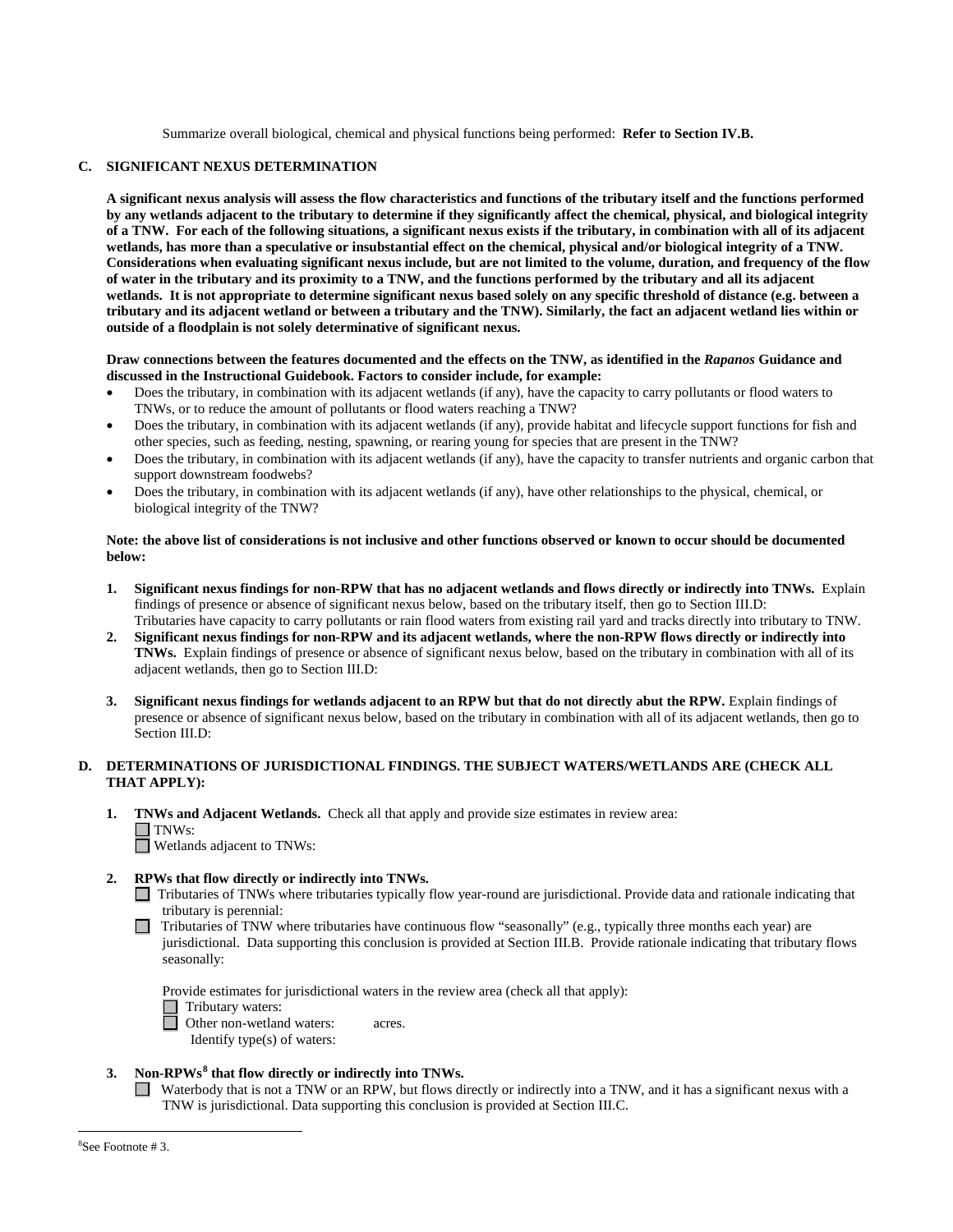Summarize overall biological, chemical and physical functions being performed: **Refer to Section IV.B.**

## C. SIGNIFICANT NEXUS DETERMINATION

**A significant nexus analysis will assess the flow characteristics and functions of the tributary itself and the functions performed by any wetlands adjacent to the tributary to determine if they significantly affect the chemical, physical, and biological integrity of a TNW. For each of the following situations, a significant nexus exists if the tributary, in combination with all of its adjacent wetlands, has more than a speculative or insubstantial effect on the chemical, physical and/or biological integrity of a TNW. Considerations when evaluating significant nexus include, but are not limited to the volume, duration, and frequency of the flow of water in the tributary and its proximity to a TNW, and the functions performed by the tributary and all its adjacent wetlands. It is not appropriate to determine significant nexus based solely on any specific threshold of distance (e.g. between a tributary and its adjacent wetland or between a tributary and the TNW). Similarly, the fact an adjacent wetland lies within or outside of a floodplain is not solely determinative of significant nexus.**

**Draw connections between the features documented and the effects on the TNW, as identified in the *Rapanos* Guidance and discussed in the Instructional Guidebook. Factors to consider include, for example:**

- Does the tributary, in combination with its adjacent wetlands (if any), have the capacity to carry pollutants or flood waters to TNWs, or to reduce the amount of pollutants or flood waters reaching a TNW?
- Does the tributary, in combination with its adjacent wetlands (if any), provide habitat and lifecycle support functions for fish and other species, such as feeding, nesting, spawning, or rearing young for species that are present in the TNW?
- Does the tributary, in combination with its adjacent wetlands (if any), have the capacity to transfer nutrients and organic carbon that support downstream foodwebs?
- Does the tributary, in combination with its adjacent wetlands (if any), have other relationships to the physical, chemical, or biological integrity of the TNW?

**Note: the above list of considerations is not inclusive and other functions observed or known to occur should be documented below:**

1. **Significant nexus findings for non-RPW that has no adjacent wetlands and flows directly or indirectly into TNWs.** Explain findings of presence or absence of significant nexus below, based on the tributary itself, then go to Section III.D: Tributaries have capacity to carry pollutants or rain flood waters from existing rail yard and tracks directly into tributary to TNW.
2. **Significant nexus findings for non-RPW and its adjacent wetlands, where the non-RPW flows directly or indirectly into TNWs.** Explain findings of presence or absence of significant nexus below, based on the tributary in combination with all of its adjacent wetlands, then go to Section III.D:

3. **Significant nexus findings for wetlands adjacent to an RPW but that do not directly abut the RPW.** Explain findings of presence or absence of significant nexus below, based on the tributary in combination with all of its adjacent wetlands, then go to Section III.D:

## D. DETERMINATIONS OF JURISDICTIONAL FINDINGS. THE SUBJECT WATERS/WETLANDS ARE (CHECK ALL THAT APPLY):

1. **TNWs and Adjacent Wetlands.** Check all that apply and provide size estimates in review area:
   - ☐ TNWs:
   - ☐ Wetlands adjacent to TNWs:

2. **RPWs that flow directly or indirectly into TNWs.**
   - ☐ Tributaries of TNWs where tributaries typically flow year-round are jurisdictional. Provide data and rationale indicating that tributary is perennial:
   - ☐ Tributaries of TNW where tributaries have continuous flow "seasonally" (e.g., typically three months each year) are jurisdictional. Data supporting this conclusion is provided at Section III.B. Provide rationale indicating that tributary flows seasonally:

   Provide estimates for jurisdictional waters in the review area (check all that apply):
   - ☐ Tributary waters:
   - ☐ Other non-wetland waters: acres.
     Identify type(s) of waters:

3. **Non-RPWs[8] that flow directly or indirectly into TNWs.**
   - ☐ Waterbody that is not a TNW or an RPW, but flows directly or indirectly into a TNW, and it has a significant nexus with a TNW is jurisdictional. Data supporting this conclusion is provided at Section III.C.

---

[8]See Footnote # 3.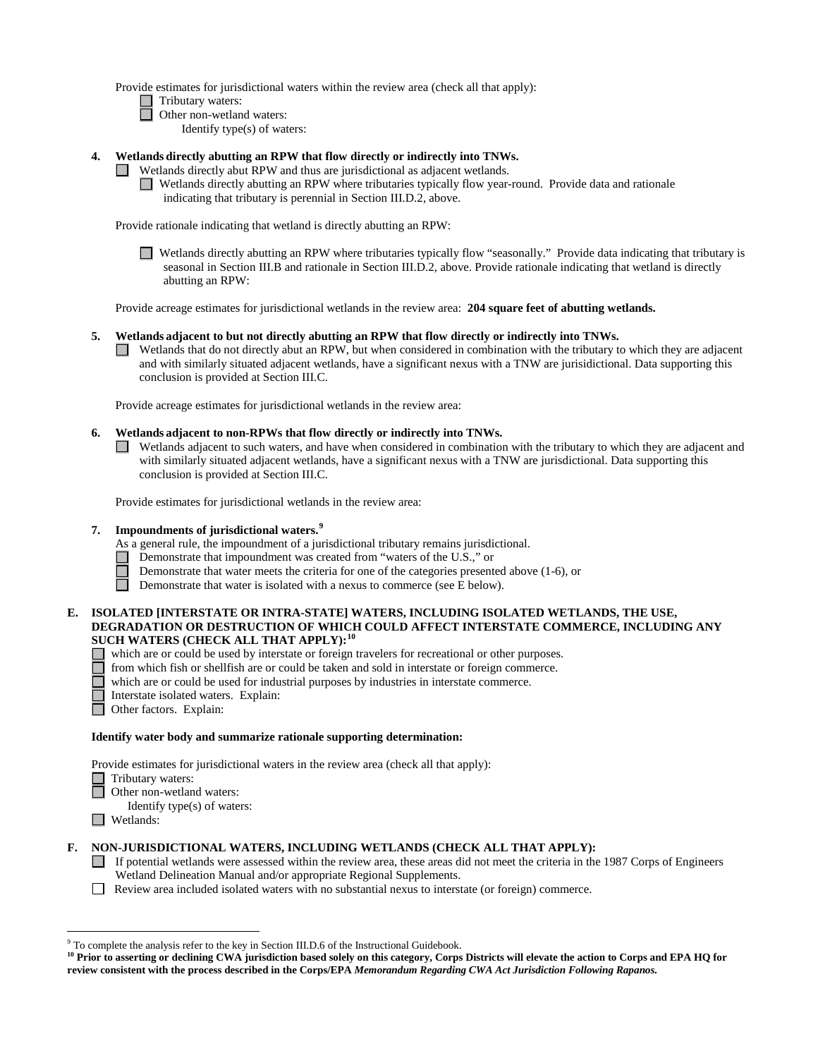Provide estimates for jurisdictional waters within the review area (check all that apply):

- ☐ Tributary waters:
- ☐ Other non-wetland waters:
  - Identify type(s) of waters:

**4. Wetlands directly abutting an RPW that flow directly or indirectly into TNWs.**

☐ Wetlands directly abut RPW and thus are jurisdictional as adjacent wetlands.

☐ Wetlands directly abutting an RPW where tributaries typically flow year-round. Provide data and rationale indicating that tributary is perennial in Section III.D.2, above.

Provide rationale indicating that wetland is directly abutting an RPW:

☐ Wetlands directly abutting an RPW where tributaries typically flow "seasonally." Provide data indicating that tributary is seasonal in Section III.B and rationale in Section III.D.2, above. Provide rationale indicating that wetland is directly abutting an RPW:

Provide acreage estimates for jurisdictional wetlands in the review area: **204 square feet of abutting wetlands.**

**5. Wetlands adjacent to but not directly abutting an RPW that flow directly or indirectly into TNWs.**

☐ Wetlands that do not directly abut an RPW, but when considered in combination with the tributary to which they are adjacent and with similarly situated adjacent wetlands, have a significant nexus with a TNW are jurisdictional. Data supporting this conclusion is provided at Section III.C.

Provide acreage estimates for jurisdictional wetlands in the review area:

**6. Wetlands adjacent to non-RPWs that flow directly or indirectly into TNWs.**

☐ Wetlands adjacent to such waters, and have when considered in combination with the tributary to which they are adjacent and with similarly situated adjacent wetlands, have a significant nexus with a TNW are jurisdictional. Data supporting this conclusion is provided at Section III.C.

Provide estimates for jurisdictional wetlands in the review area:

**7. Impoundments of jurisdictional waters.**[9]

As a general rule, the impoundment of a jurisdictional tributary remains jurisdictional.

- ☐ Demonstrate that impoundment was created from "waters of the U.S.," or
- ☐ Demonstrate that water meets the criteria for one of the categories presented above (1-6), or
- ☐ Demonstrate that water is isolated with a nexus to commerce (see E below).

**E. ISOLATED [INTERSTATE OR INTRA-STATE] WATERS, INCLUDING ISOLATED WETLANDS, THE USE, DEGRADATION OR DESTRUCTION OF WHICH COULD AFFECT INTERSTATE COMMERCE, INCLUDING ANY SUCH WATERS (CHECK ALL THAT APPLY):**[10]

- ☐ which are or could be used by interstate or foreign travelers for recreational or other purposes.
- ☐ from which fish or shellfish are or could be taken and sold in interstate or foreign commerce.
- ☐ which are or could be used for industrial purposes by industries in interstate commerce.
- ☐ Interstate isolated waters. Explain:
- ☐ Other factors. Explain:

**Identify water body and summarize rationale supporting determination:**

Provide estimates for jurisdictional waters in the review area (check all that apply):

- ☐ Tributary waters:
- ☐ Other non-wetland waters:
  - Identify type(s) of waters:
- ☐ Wetlands:

**F. NON-JURISDICTIONAL WATERS, INCLUDING WETLANDS (CHECK ALL THAT APPLY):**

- ☐ If potential wetlands were assessed within the review area, these areas did not meet the criteria in the 1987 Corps of Engineers Wetland Delineation Manual and/or appropriate Regional Supplements.
- ☐ Review area included isolated waters with no substantial nexus to interstate (or foreign) commerce.

---

[9] To complete the analysis refer to the key in Section III.D.6 of the Instructional Guidebook.

[10] **Prior to asserting or declining CWA jurisdiction based solely on this category, Corps Districts will elevate the action to Corps and EPA HQ for review consistent with the process described in the Corps/EPA *Memorandum Regarding CWA Act Jurisdiction Following Rapanos.***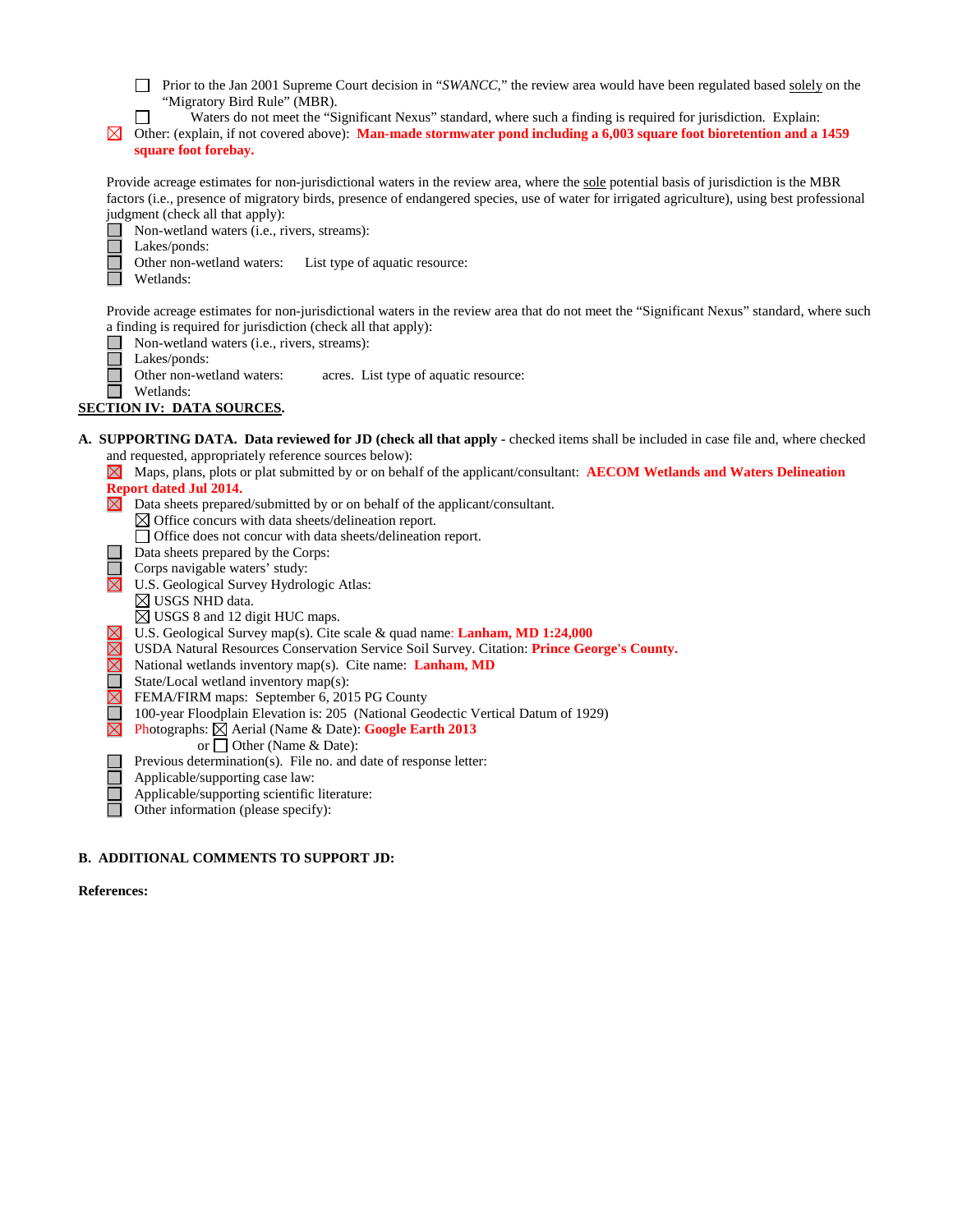- ☐ Prior to the Jan 2001 Supreme Court decision in "*SWANCC*," the review area would have been regulated based solely on the "Migratory Bird Rule" (MBR).
- ☐ Waters do not meet the "Significant Nexus" standard, where such a finding is required for jurisdiction. Explain:

☒ Other: (explain, if not covered above): **Man-made stormwater pond including a 6,003 square foot bioretention and a 1459 square foot forebay.**

Provide acreage estimates for non-jurisdictional waters in the review area, where the sole potential basis of jurisdiction is the MBR factors (i.e., presence of migratory birds, presence of endangered species, use of water for irrigated agriculture), using best professional judgment (check all that apply):

- ☐ Non-wetland waters (i.e., rivers, streams):
- ☐ Lakes/ponds:
- ☐ Other non-wetland waters: List type of aquatic resource:
- ☐ Wetlands:

Provide acreage estimates for non-jurisdictional waters in the review area that do not meet the "Significant Nexus" standard, where such a finding is required for jurisdiction (check all that apply):

- ☐ Non-wetland waters (i.e., rivers, streams):
- ☐ Lakes/ponds:
- ☐ Other non-wetland waters: acres. List type of aquatic resource:
- ☐ Wetlands:

## SECTION IV: DATA SOURCES.

**A. SUPPORTING DATA. Data reviewed for JD (check all that apply -** checked items shall be included in case file and, where checked and requested, appropriately reference sources below):

- ☒ Maps, plans, plots or plat submitted by or on behalf of the applicant/consultant: **AECOM Wetlands and Waters Delineation Report dated Jul 2014.**
- ☒ Data sheets prepared/submitted by or on behalf of the applicant/consultant.
  - ☒ Office concurs with data sheets/delineation report.
  - ☐ Office does not concur with data sheets/delineation report.
- ☐ Data sheets prepared by the Corps:
- ☐ Corps navigable waters' study:
- ☒ U.S. Geological Survey Hydrologic Atlas:
  - ☒ USGS NHD data.
  - ☒ USGS 8 and 12 digit HUC maps.
- ☒ U.S. Geological Survey map(s). Cite scale & quad name: **Lanham, MD 1:24,000**
- ☒ USDA Natural Resources Conservation Service Soil Survey. Citation: **Prince George's County.**
- ☒ National wetlands inventory map(s). Cite name: **Lanham, MD**
- ☐ State/Local wetland inventory map(s):
- ☒ FEMA/FIRM maps: September 6, 2015 PG County
- ☐ 100-year Floodplain Elevation is: 205 (National Geodectic Vertical Datum of 1929)
- ☒ Photographs: ☒ Aerial (Name & Date): **Google Earth 2013**
  or ☐ Other (Name & Date):
- ☐ Previous determination(s). File no. and date of response letter:
- ☐ Applicable/supporting case law:
- ☐ Applicable/supporting scientific literature:
- ☐ Other information (please specify):

**B. ADDITIONAL COMMENTS TO SUPPORT JD:**

**References:**